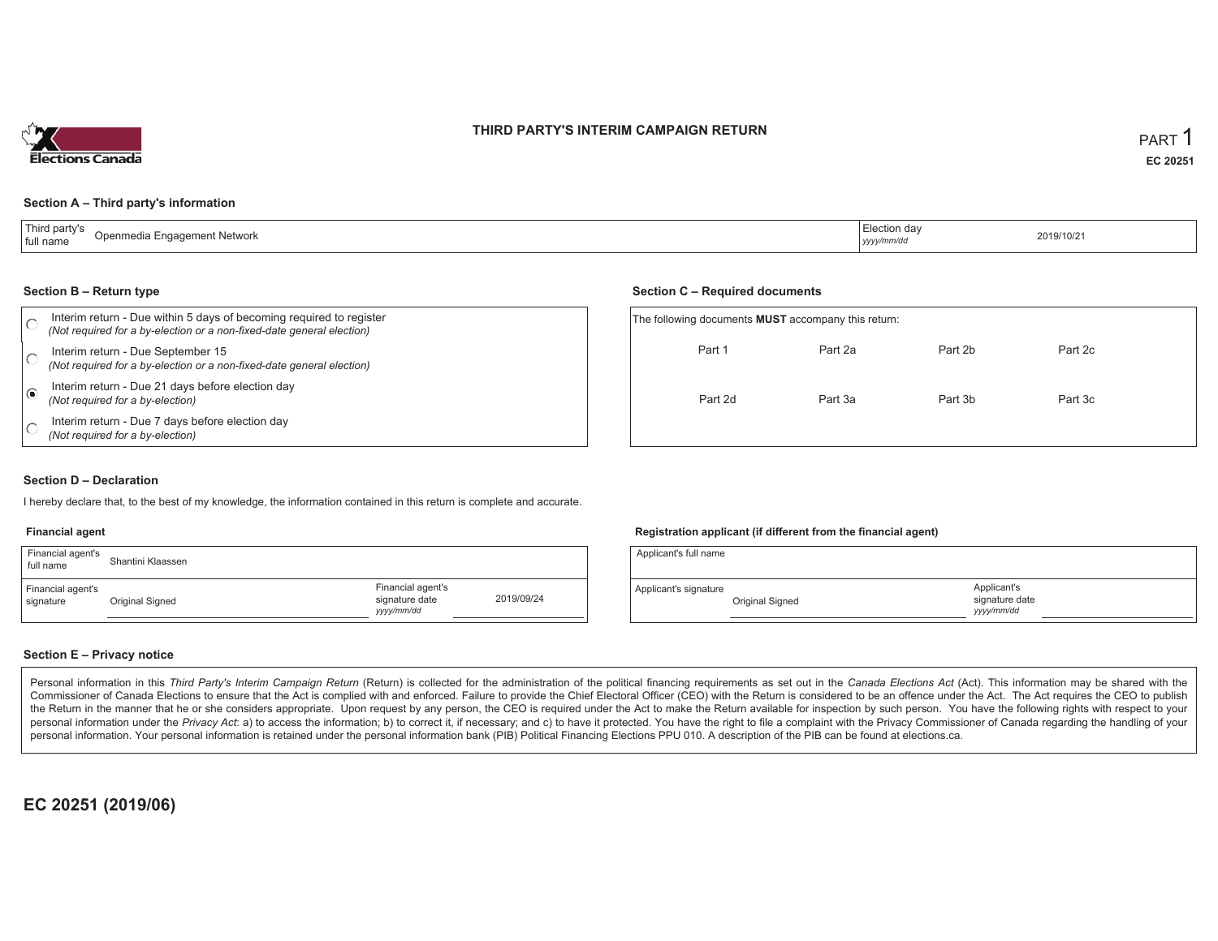# THIRD PARTY'S INTERIM CAMPAIGN RETURN

PART 1

**EC 20251**

## Section A – Third party's information

| Third party's full name | Openmedia Engagement Network | Election day *yyyy/mm/dd* | 2019/10/21 |
|---|---|---|---|

## Section B – Return type

- ○ Interim return - Due within 5 days of becoming required to register *(Not required for a by-election or a non-fixed-date general election)*
- ○ Interim return - Due September 15 *(Not required for a by-election or a non-fixed-date general election)*
- ◉ Interim return - Due 21 days before election day *(Not required for a by-election)*
- ○ Interim return - Due 7 days before election day *(Not required for a by-election)*

## Section C – Required documents

The following documents **MUST** accompany this return:

| Part 1 | Part 2a | Part 2b | Part 2c |
|---|---|---|---|
| Part 2d | Part 3a | Part 3b | Part 3c |

## Section D – Declaration

I hereby declare that, to the best of my knowledge, the information contained in this return is complete and accurate.

### Financial agent

| Financial agent's full name | Shantini Klaassen | | |
|---|---|---|---|
| Financial agent's signature | Original Signed | Financial agent's signature date *yyyy/mm/dd* | 2019/09/24 |

### Registration applicant (if different from the financial agent)

| Applicant's full name | | | |
|---|---|---|---|
| Applicant's signature | Original Signed | Applicant's signature date *yyyy/mm/dd* | |

## Section E – Privacy notice

Personal information in this *Third Party's Interim Campaign Return* (Return) is collected for the administration of the political financing requirements as set out in the *Canada Elections Act* (Act). This information may be shared with the Commissioner of Canada Elections to ensure that the Act is complied with and enforced. Failure to provide the Chief Electoral Officer (CEO) with the Return is considered to be an offence under the Act. The Act requires the CEO to publish the Return in the manner that he or she considers appropriate. Upon request by any person, the CEO is required under the Act to make the Return available for inspection by such person. You have the following rights with respect to your personal information under the *Privacy Act*: a) to access the information; b) to correct it, if necessary; and c) to have it protected. You have the right to file a complaint with the Privacy Commissioner of Canada regarding the handling of your personal information. Your personal information is retained under the personal information bank (PIB) Political Financing Elections PPU 010. A description of the PIB can be found at elections.ca.

**EC 20251 (2019/06)**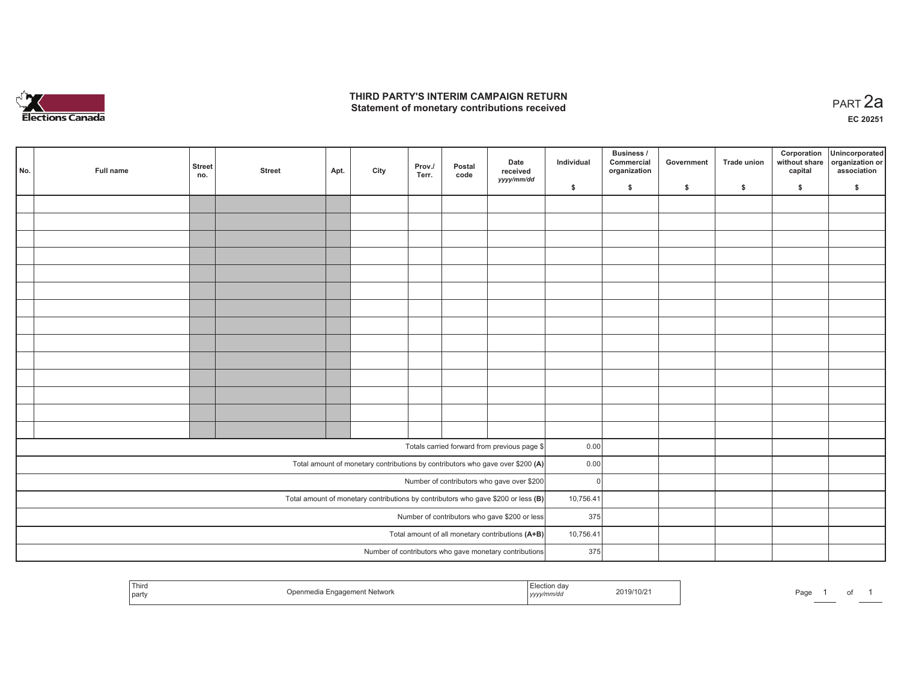# THIRD PARTY'S INTERIM CAMPAIGN RETURN
## Statement of monetary contributions received

PART 2a

EC 20251

| No. | Full name | Street no. | Street | Apt. | City | Prov./ Terr. | Postal code | Date received yyyy/mm/dd | Individual $ | Business / Commercial organization $ | Government $ | Trade union $ | Corporation without share capital $ | Unincorporated organization or association $ |
|---|---|---|---|---|---|---|---|---|---|---|---|---|---|---|
| | | | | | | | | | | | | | | |
| | | | | | | | | | | | | | | |
| | | | | | | | | | | | | | | |
| | | | | | | | | | | | | | | |
| | | | | | | | | | | | | | | |
| | | | | | | | | | | | | | | |
| | | | | | | | | | | | | | | |
| | | | | | | | | | | | | | | |
| | | | | | | | | | | | | | | |
| | | | | | | | | | | | | | | |
| | | | | | | | | | | | | | | |
| | | | | | | | | | | | | | | |
| | | | | | | | | | | | | | | |
| | | | | | | | | | | | | | | |
| Totals carried forward from previous page $ | | | | | | | | | 0.00 | | | | | |
| Total amount of monetary contributions by contributors who gave over $200 **(A)** | | | | | | | | | 0.00 | | | | | |
| Number of contributors who gave over $200 | | | | | | | | | 0 | | | | | |
| Total amount of monetary contributions by contributors who gave $200 or less **(B)** | | | | | | | | | 10,756.41 | | | | | |
| Number of contributors who gave $200 or less | | | | | | | | | 375 | | | | | |
| Total amount of all monetary contributions **(A+B)** | | | | | | | | | 10,756.41 | | | | | |
| Number of contributors who gave monetary contributions | | | | | | | | | 375 | | | | | |

| Third party | Openmedia Engagement Network | Election day yyyy/mm/dd | 2019/10/21 |
|---|---|---|---|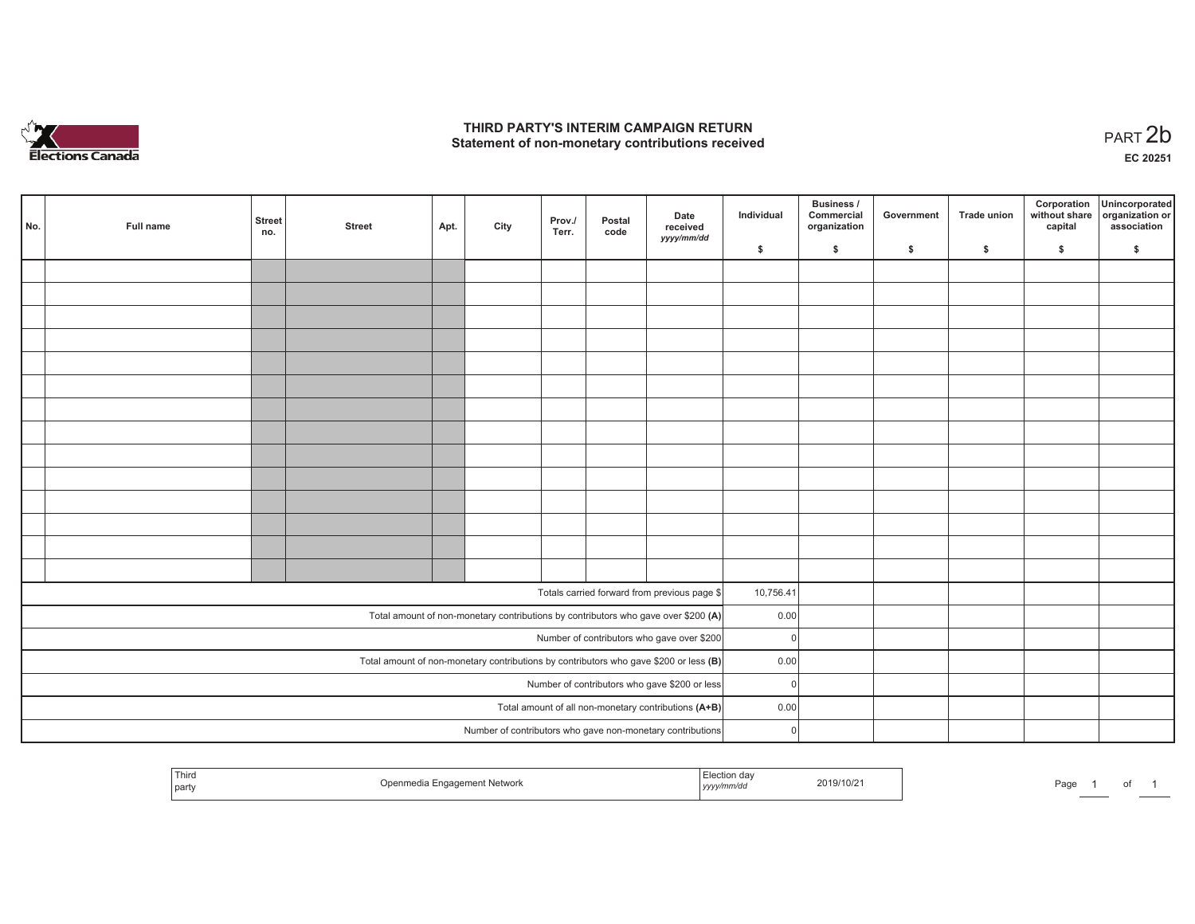# THIRD PARTY'S INTERIM CAMPAIGN RETURN
## Statement of non-monetary contributions received

PART 2b

EC 20251

| No. | Full name | Street no. | Street | Apt. | City | Prov./ Terr. | Postal code | Date received yyyy/mm/dd | Individual $ | Business / Commercial organization $ | Government $ | Trade union $ | Corporation without share capital $ | Unincorporated organization or association $ |
|---|---|---|---|---|---|---|---|---|---|---|---|---|---|---|
| | | | | | | | | | | | | | | |
| | | | | | | | | | | | | | | |
| | | | | | | | | | | | | | | |
| | | | | | | | | | | | | | | |
| | | | | | | | | | | | | | | |
| | | | | | | | | | | | | | | |
| | | | | | | | | | | | | | | |
| | | | | | | | | | | | | | | |
| | | | | | | | | | | | | | | |
| | | | | | | | | | | | | | | |
| | | | | | | | | | | | | | | |
| | | | | | | | | | | | | | | |
| | | | | | | | | | | | | | | |
| | | | | | | | | | | | | | | |
| Totals carried forward from previous page $ | | | | | | | | | 10,756.41 | | | | | |
| Total amount of non-monetary contributions by contributors who gave over $200 **(A)** | | | | | | | | | 0.00 | | | | | |
| Number of contributors who gave over $200 | | | | | | | | | 0 | | | | | |
| Total amount of non-monetary contributions by contributors who gave $200 or less **(B)** | | | | | | | | | 0.00 | | | | | |
| Number of contributors who gave $200 or less | | | | | | | | | 0 | | | | | |
| Total amount of all non-monetary contributions **(A+B)** | | | | | | | | | 0.00 | | | | | |
| Number of contributors who gave non-monetary contributions | | | | | | | | | 0 | | | | | |

| Third party | Openmedia Engagement Network | Election day yyyy/mm/dd | 2019/10/21 |
|---|---|---|---|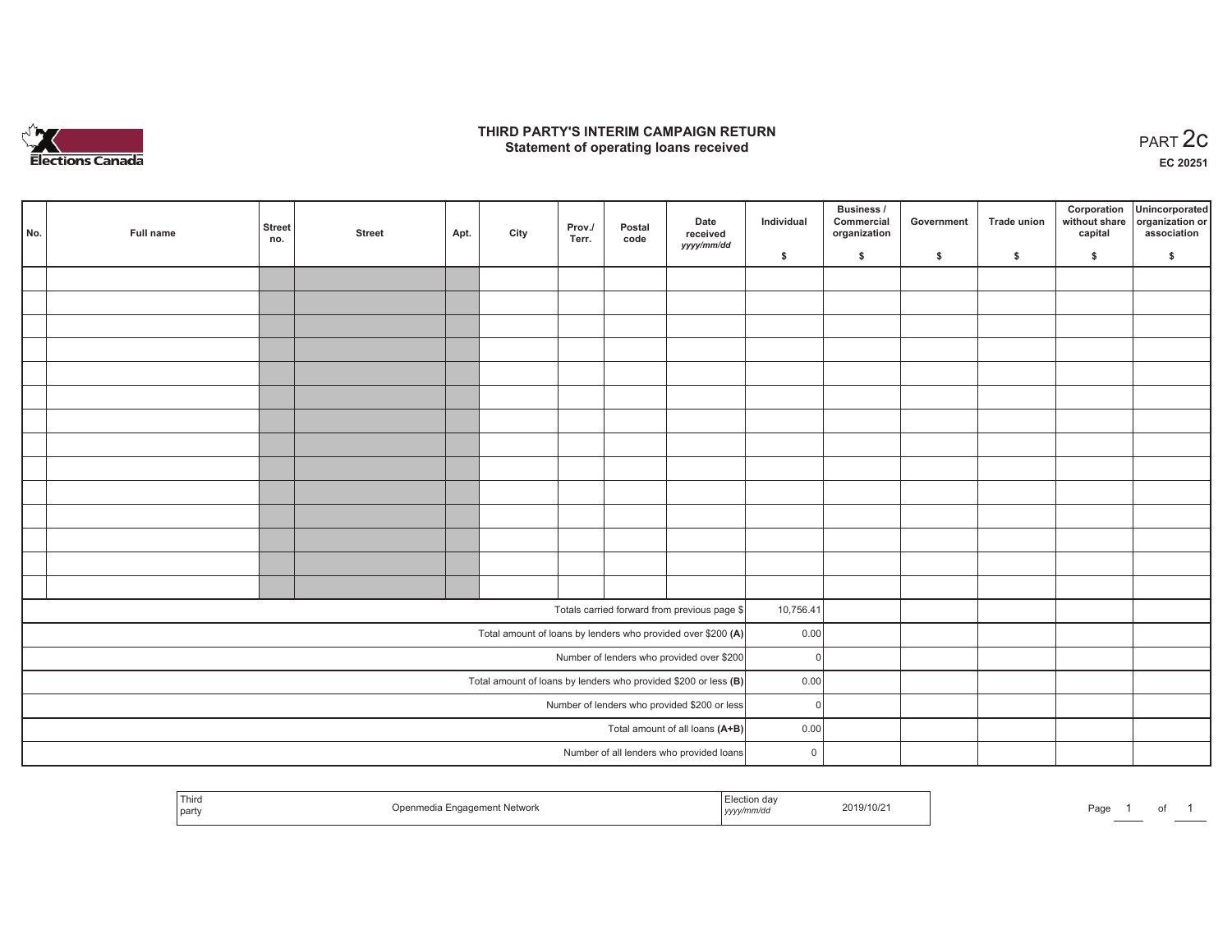# THIRD PARTY'S INTERIM CAMPAIGN RETURN
## Statement of operating loans received

PART 2c

**EC 20251**

| No. | Full name | Street no. | Street | Apt. | City | Prov./ Terr. | Postal code | Date received yyyy/mm/dd | Individual $ | Business / Commercial organization $ | Government $ | Trade union $ | Corporation without share capital $ | Unincorporated organization or association $ |
|---|---|---|---|---|---|---|---|---|---|---|---|---|---|---|
| | | | | | | | | | | | | | | |
| | | | | | | | | | | | | | | |
| | | | | | | | | | | | | | | |
| | | | | | | | | | | | | | | |
| | | | | | | | | | | | | | | |
| | | | | | | | | | | | | | | |
| | | | | | | | | | | | | | | |
| | | | | | | | | | | | | | | |
| | | | | | | | | | | | | | | |
| | | | | | | | | | | | | | | |
| | | | | | | | | | | | | | | |
| | | | | | | | | | | | | | | |
| | | | | | | | | | | | | | | |
| | | | | | | | | | | | | | | |
| Totals carried forward from previous page $ | | | | | | | | | 10,756.41 | | | | | |
| Total amount of loans by lenders who provided over $200 **(A)** | | | | | | | | | 0.00 | | | | | |
| Number of lenders who provided over $200 | | | | | | | | | 0 | | | | | |
| Total amount of loans by lenders who provided $200 or less **(B)** | | | | | | | | | 0.00 | | | | | |
| Number of lenders who provided $200 or less | | | | | | | | | 0 | | | | | |
| Total amount of all loans **(A+B)** | | | | | | | | | 0.00 | | | | | |
| Number of all lenders who provided loans | | | | | | | | | 0 | | | | | |

| Third party | Openmedia Engagement Network | Election day yyyy/mm/dd | 2019/10/21 |
|---|---|---|---|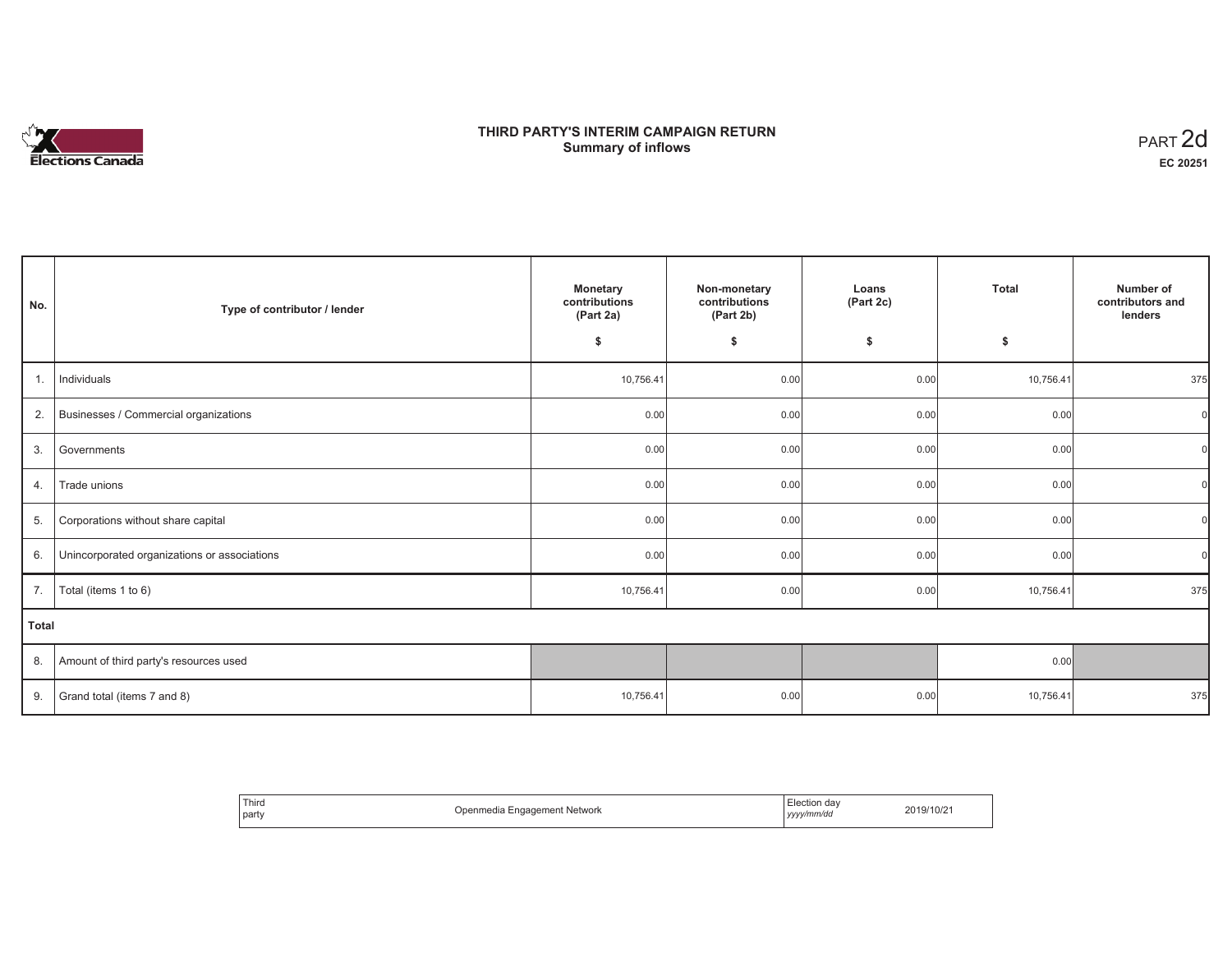Elections Canada

# THIRD PARTY'S INTERIM CAMPAIGN RETURN
## Summary of inflows

PART 2d

**EC 20251**

| No. | Type of contributor / lender | Monetary contributions (Part 2a) $ | Non-monetary contributions (Part 2b) $ | Loans (Part 2c) $ | Total $ | Number of contributors and lenders |
|---|---|---|---|---|---|---|
| 1. | Individuals | 10,756.41 | 0.00 | 0.00 | 10,756.41 | 375 |
| 2. | Businesses / Commercial organizations | 0.00 | 0.00 | 0.00 | 0.00 | 0 |
| 3. | Governments | 0.00 | 0.00 | 0.00 | 0.00 | 0 |
| 4. | Trade unions | 0.00 | 0.00 | 0.00 | 0.00 | 0 |
| 5. | Corporations without share capital | 0.00 | 0.00 | 0.00 | 0.00 | 0 |
| 6. | Unincorporated organizations or associations | 0.00 | 0.00 | 0.00 | 0.00 | 0 |
| 7. | Total (items 1 to 6) | 10,756.41 | 0.00 | 0.00 | 10,756.41 | 375 |
| **Total** | | | | | | |
| 8. | Amount of third party's resources used | | | | 0.00 | |
| 9. | Grand total (items 7 and 8) | 10,756.41 | 0.00 | 0.00 | 10,756.41 | 375 |

| Third party | Openmedia Engagement Network | Election day *yyyy/mm/dd* | 2019/10/21 |
|---|---|---|---|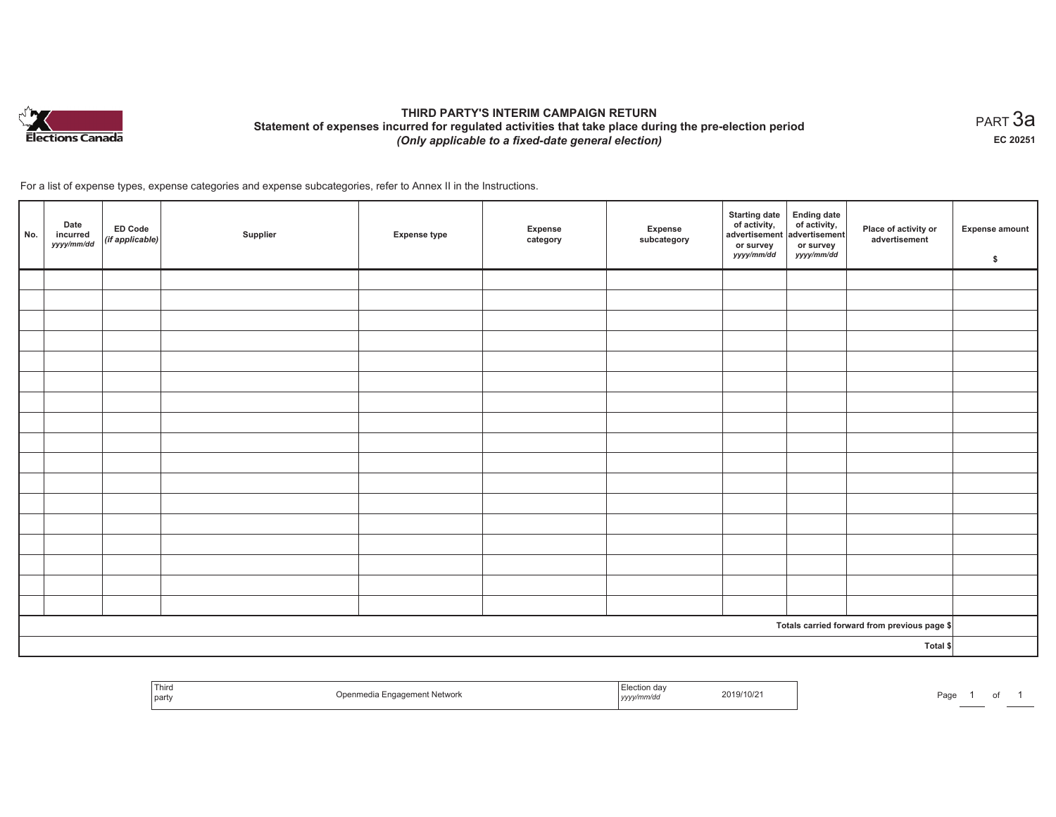# THIRD PARTY'S INTERIM CAMPAIGN RETURN

## Statement of expenses incurred for regulated activities that take place during the pre-election period

*(Only applicable to a fixed-date general election)*

PART 3a

EC 20251

For a list of expense types, expense categories and expense subcategories, refer to Annex II in the Instructions.

| No. | Date incurred *yyyy/mm/dd* | ED Code *(if applicable)* | Supplier | Expense type | Expense category | Expense subcategory | Starting date of activity, advertisement or survey *yyyy/mm/dd* | Ending date of activity, advertisement or survey *yyyy/mm/dd* | Place of activity or advertisement | Expense amount $ |
|---|---|---|---|---|---|---|---|---|---|---|
| | | | | | | | | | | |
| | | | | | | | | | | |
| | | | | | | | | | | |
| | | | | | | | | | | |
| | | | | | | | | | | |
| | | | | | | | | | | |
| | | | | | | | | | | |
| | | | | | | | | | | |
| | | | | | | | | | | |
| | | | | | | | | | | |
| | | | | | | | | | | |
| | | | | | | | | | | |
| | | | | | | | | | | |
| | | | | | | | | | | |
| | | | | | | | | | | |
| | | | | | | | | | | |
| | | | | | | | | | | |
| | | | | | | | | | Totals carried forward from previous page $ | |
| | | | | | | | | | Total $ | |

| Third party | Openmedia Engagement Network | Election day *yyyy/mm/dd* | 2019/10/21 |
|---|---|---|---|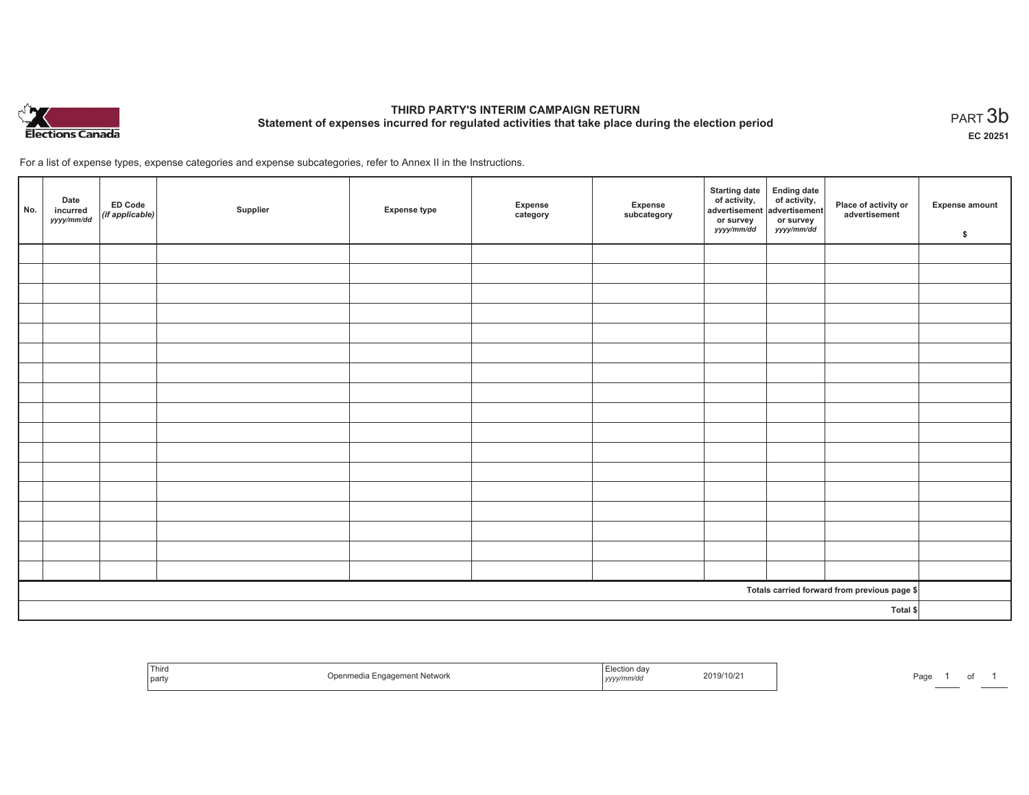# THIRD PARTY'S INTERIM CAMPAIGN RETURN

## Statement of expenses incurred for regulated activities that take place during the election period

PART 3b

**EC 20251**

For a list of expense types, expense categories and expense subcategories, refer to Annex II in the Instructions.

| No. | Date incurred *yyyy/mm/dd* | ED Code *(if applicable)* | Supplier | Expense type | Expense category | Expense subcategory | Starting date of activity, advertisement or survey *yyyy/mm/dd* | Ending date of activity, advertisement or survey *yyyy/mm/dd* | Place of activity or advertisement | Expense amount $ |
|---|---|---|---|---|---|---|---|---|---|---|
| | | | | | | | | | | |
| | | | | | | | | | | |
| | | | | | | | | | | |
| | | | | | | | | | | |
| | | | | | | | | | | |
| | | | | | | | | | | |
| | | | | | | | | | | |
| | | | | | | | | | | |
| | | | | | | | | | | |
| | | | | | | | | | | |
| | | | | | | | | | | |
| | | | | | | | | | | |
| | | | | | | | | | | |
| | | | | | | | | | | |
| | | | | | | | | | | |
| | | | | | | | | | | |
| | | | | | | | | | | |
| Totals carried forward from previous page $ | | | | | | | | | | |
| Total $ | | | | | | | | | | |

| Third party | Openmedia Engagement Network | Election day *yyyy/mm/dd* | 2019/10/21 |
|---|---|---|---|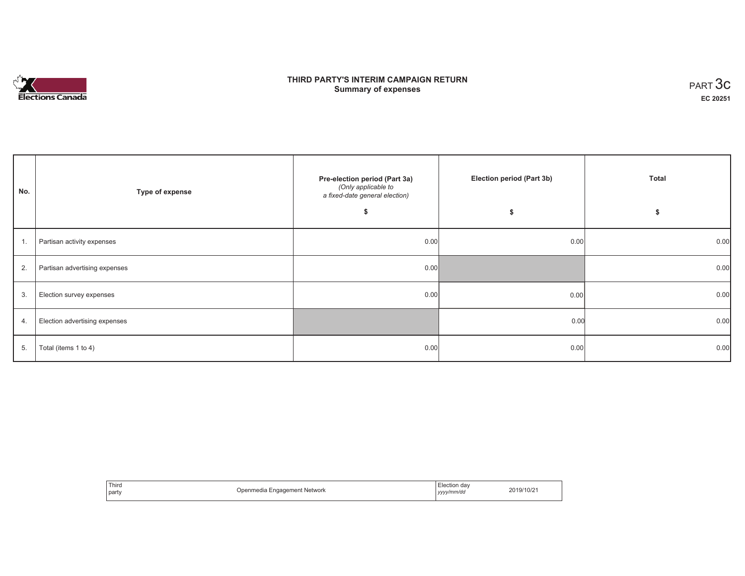Elections Canada

# THIRD PARTY'S INTERIM CAMPAIGN RETURN
## Summary of expenses

PART 3c
**EC 20251**

| No. | Type of expense | Pre-election period (Part 3a) *(Only applicable to a fixed-date general election)* $ | Election period (Part 3b) $ | Total $ |
|---|---|---|---|---|
| 1. | Partisan activity expenses | 0.00 | 0.00 | 0.00 |
| 2. | Partisan advertising expenses | 0.00 | | 0.00 |
| 3. | Election survey expenses | 0.00 | 0.00 | 0.00 |
| 4. | Election advertising expenses | | 0.00 | 0.00 |
| 5. | Total (items 1 to 4) | 0.00 | 0.00 | 0.00 |

| Third party | Openmedia Engagement Network | Election day *yyyy/mm/dd* | 2019/10/21 |
|---|---|---|---|